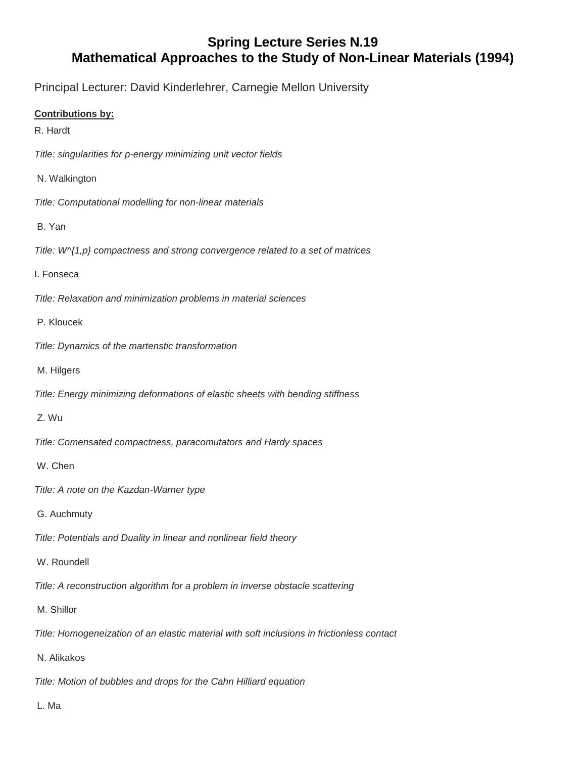# Spring Lecture Series N.19
# Mathematical Approaches to the Study of Non-Linear Materials (1994)

Principal Lecturer: David Kinderlehrer, Carnegie Mellon University

**Contributions by:**

R. Hardt

*Title: singularities for p-energy minimizing unit vector fields*

N. Walkington

*Title: Computational modelling for non-linear materials*

B. Yan

*Title: $W^{1,p}$ compactness and strong convergence related to a set of matrices*

I. Fonseca

*Title: Relaxation and minimization problems in material sciences*

P. Kloucek

*Title: Dynamics of the martenstic transformation*

M. Hilgers

*Title: Energy minimizing deformations of elastic sheets with bending stiffness*

Z. Wu

*Title: Comensated compactness, paracomutators and Hardy spaces*

W. Chen

*Title: A note on the Kazdan-Warner type*

G. Auchmuty

*Title: Potentials and Duality in linear and nonlinear field theory*

W. Roundell

*Title: A reconstruction algorithm for a problem in inverse obstacle scattering*

M. Shillor

*Title: Homogeneization of an elastic material with soft inclusions in frictionless contact*

N. Alikakos

*Title: Motion of bubbles and drops for the Cahn Hilliard equation*

L. Ma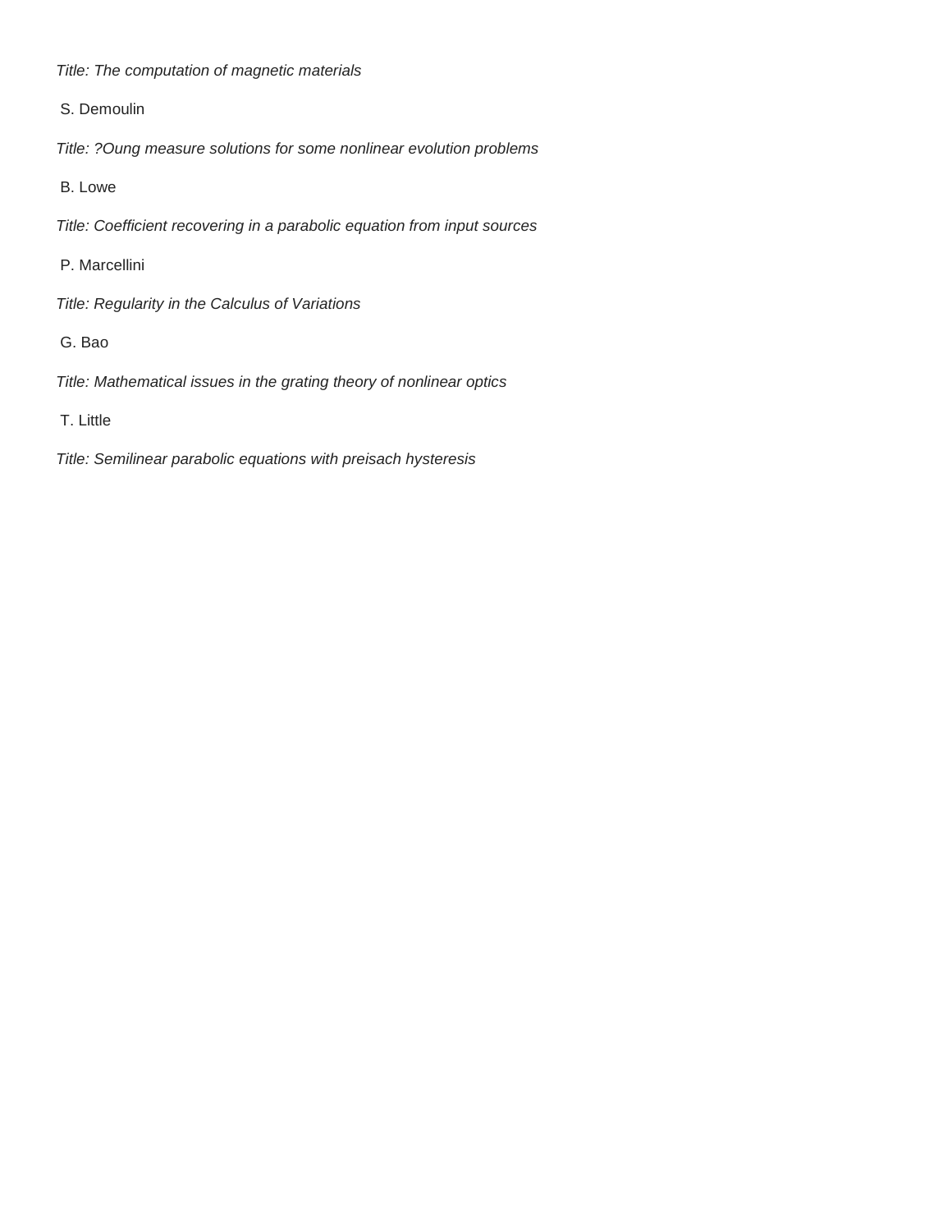*Title: The computation of magnetic materials*

S. Demoulin

*Title: ?Oung measure solutions for some nonlinear evolution problems*

B. Lowe

*Title: Coefficient recovering in a parabolic equation from input sources*

P. Marcellini

*Title: Regularity in the Calculus of Variations*

G. Bao

*Title: Mathematical issues in the grating theory of nonlinear optics*

T. Little

*Title: Semilinear parabolic equations with preisach hysteresis*